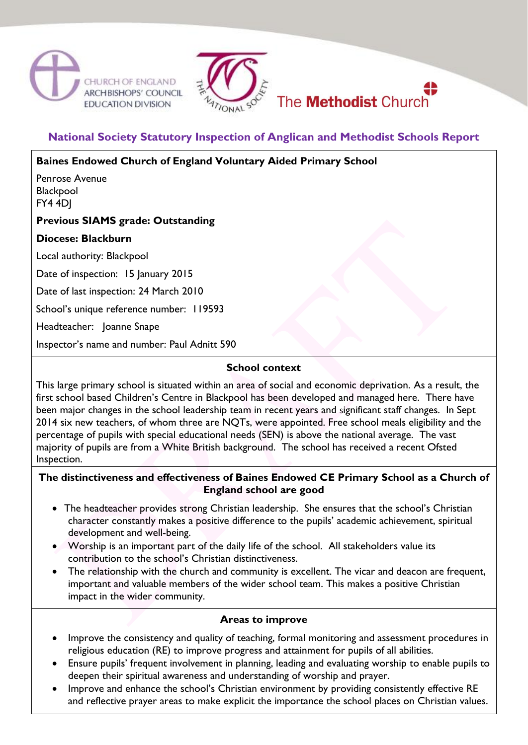CHURCH OF ENGLAND ARCHBISHOPS' COUNCIL EDUCATION DIVISION

THE NATIONAL SOCIETY

The **Methodist** Church

## National Society Statutory Inspection of Anglican and Methodist Schools Report

**Baines Endowed Church of England Voluntary Aided Primary School**

Penrose Avenue
Blackpool
FY4 4DJ

**Previous SIAMS grade: Outstanding**

**Diocese: Blackburn**

Local authority: Blackpool

Date of inspection: 15 January 2015

Date of last inspection: 24 March 2010

School's unique reference number: 119593

Headteacher: Joanne Snape

Inspector's name and number: Paul Adnitt 590

### School context

This large primary school is situated within an area of social and economic deprivation. As a result, the first school based Children's Centre in Blackpool has been developed and managed here. There have been major changes in the school leadership team in recent years and significant staff changes. In Sept 2014 six new teachers, of whom three are NQTs, were appointed. Free school meals eligibility and the percentage of pupils with special educational needs (SEN) is above the national average. The vast majority of pupils are from a White British background. The school has received a recent Ofsted Inspection.

### The distinctiveness and effectiveness of Baines Endowed CE Primary School as a Church of England school are good

- The headteacher provides strong Christian leadership. She ensures that the school's Christian character constantly makes a positive difference to the pupils' academic achievement, spiritual development and well-being.
- Worship is an important part of the daily life of the school. All stakeholders value its contribution to the school's Christian distinctiveness.
- The relationship with the church and community is excellent. The vicar and deacon are frequent, important and valuable members of the wider school team. This makes a positive Christian impact in the wider community.

### Areas to improve

- Improve the consistency and quality of teaching, formal monitoring and assessment procedures in religious education (RE) to improve progress and attainment for pupils of all abilities.
- Ensure pupils' frequent involvement in planning, leading and evaluating worship to enable pupils to deepen their spiritual awareness and understanding of worship and prayer.
- Improve and enhance the school's Christian environment by providing consistently effective RE and reflective prayer areas to make explicit the importance the school places on Christian values.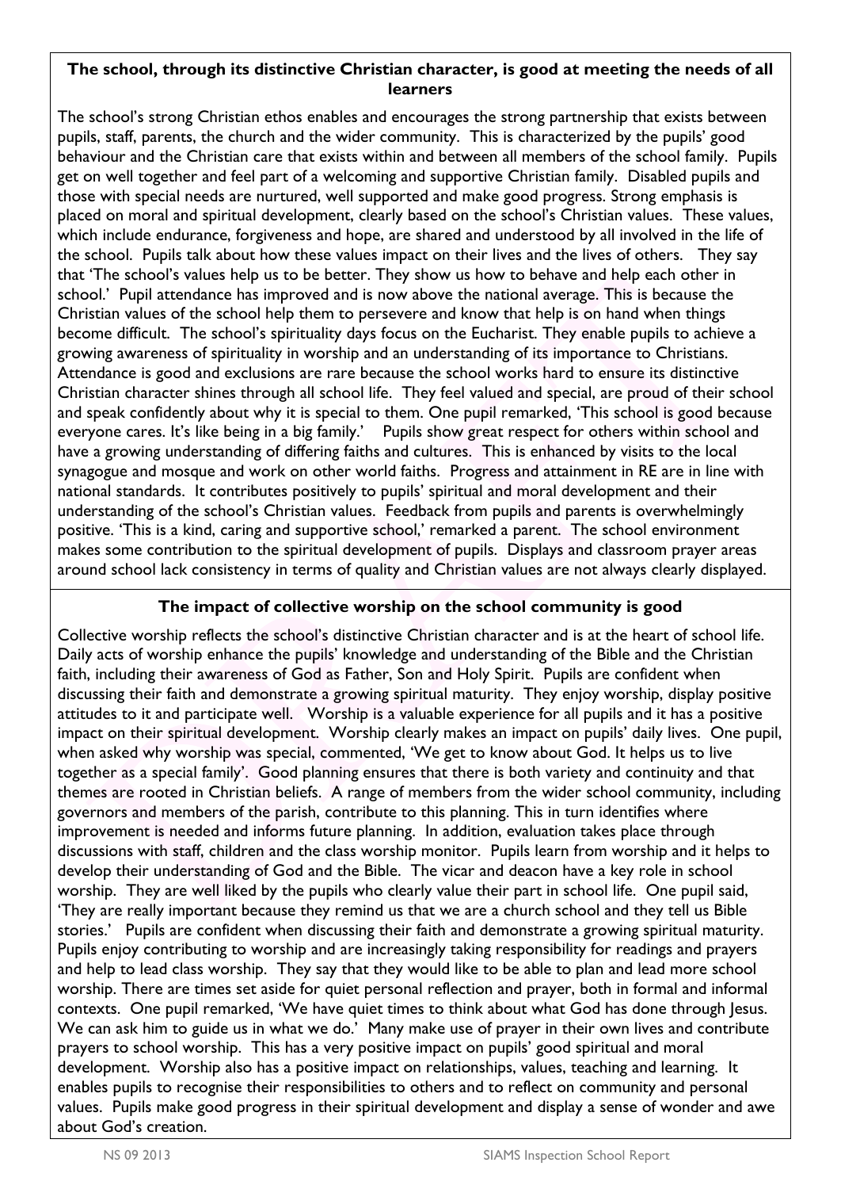### The school, through its distinctive Christian character, is good at meeting the needs of all learners

The school's strong Christian ethos enables and encourages the strong partnership that exists between pupils, staff, parents, the church and the wider community. This is characterized by the pupils' good behaviour and the Christian care that exists within and between all members of the school family. Pupils get on well together and feel part of a welcoming and supportive Christian family. Disabled pupils and those with special needs are nurtured, well supported and make good progress. Strong emphasis is placed on moral and spiritual development, clearly based on the school's Christian values. These values, which include endurance, forgiveness and hope, are shared and understood by all involved in the life of the school. Pupils talk about how these values impact on their lives and the lives of others. They say that 'The school's values help us to be better. They show us how to behave and help each other in school.' Pupil attendance has improved and is now above the national average. This is because the Christian values of the school help them to persevere and know that help is on hand when things become difficult. The school's spirituality days focus on the Eucharist. They enable pupils to achieve a growing awareness of spirituality in worship and an understanding of its importance to Christians. Attendance is good and exclusions are rare because the school works hard to ensure its distinctive Christian character shines through all school life. They feel valued and special, are proud of their school and speak confidently about why it is special to them. One pupil remarked, 'This school is good because everyone cares. It's like being in a big family.' Pupils show great respect for others within school and have a growing understanding of differing faiths and cultures. This is enhanced by visits to the local synagogue and mosque and work on other world faiths. Progress and attainment in RE are in line with national standards. It contributes positively to pupils' spiritual and moral development and their understanding of the school's Christian values. Feedback from pupils and parents is overwhelmingly positive. 'This is a kind, caring and supportive school,' remarked a parent. The school environment makes some contribution to the spiritual development of pupils. Displays and classroom prayer areas around school lack consistency in terms of quality and Christian values are not always clearly displayed.

### The impact of collective worship on the school community is good

Collective worship reflects the school's distinctive Christian character and is at the heart of school life. Daily acts of worship enhance the pupils' knowledge and understanding of the Bible and the Christian faith, including their awareness of God as Father, Son and Holy Spirit. Pupils are confident when discussing their faith and demonstrate a growing spiritual maturity. They enjoy worship, display positive attitudes to it and participate well. Worship is a valuable experience for all pupils and it has a positive impact on their spiritual development. Worship clearly makes an impact on pupils' daily lives. One pupil, when asked why worship was special, commented, 'We get to know about God. It helps us to live together as a special family'. Good planning ensures that there is both variety and continuity and that themes are rooted in Christian beliefs. A range of members from the wider school community, including governors and members of the parish, contribute to this planning. This in turn identifies where improvement is needed and informs future planning. In addition, evaluation takes place through discussions with staff, children and the class worship monitor. Pupils learn from worship and it helps to develop their understanding of God and the Bible. The vicar and deacon have a key role in school worship. They are well liked by the pupils who clearly value their part in school life. One pupil said, 'They are really important because they remind us that we are a church school and they tell us Bible stories.' Pupils are confident when discussing their faith and demonstrate a growing spiritual maturity. Pupils enjoy contributing to worship and are increasingly taking responsibility for readings and prayers and help to lead class worship. They say that they would like to be able to plan and lead more school worship. There are times set aside for quiet personal reflection and prayer, both in formal and informal contexts. One pupil remarked, 'We have quiet times to think about what God has done through Jesus. We can ask him to guide us in what we do.' Many make use of prayer in their own lives and contribute prayers to school worship. This has a very positive impact on pupils' good spiritual and moral development. Worship also has a positive impact on relationships, values, teaching and learning. It enables pupils to recognise their responsibilities to others and to reflect on community and personal values. Pupils make good progress in their spiritual development and display a sense of wonder and awe about God's creation.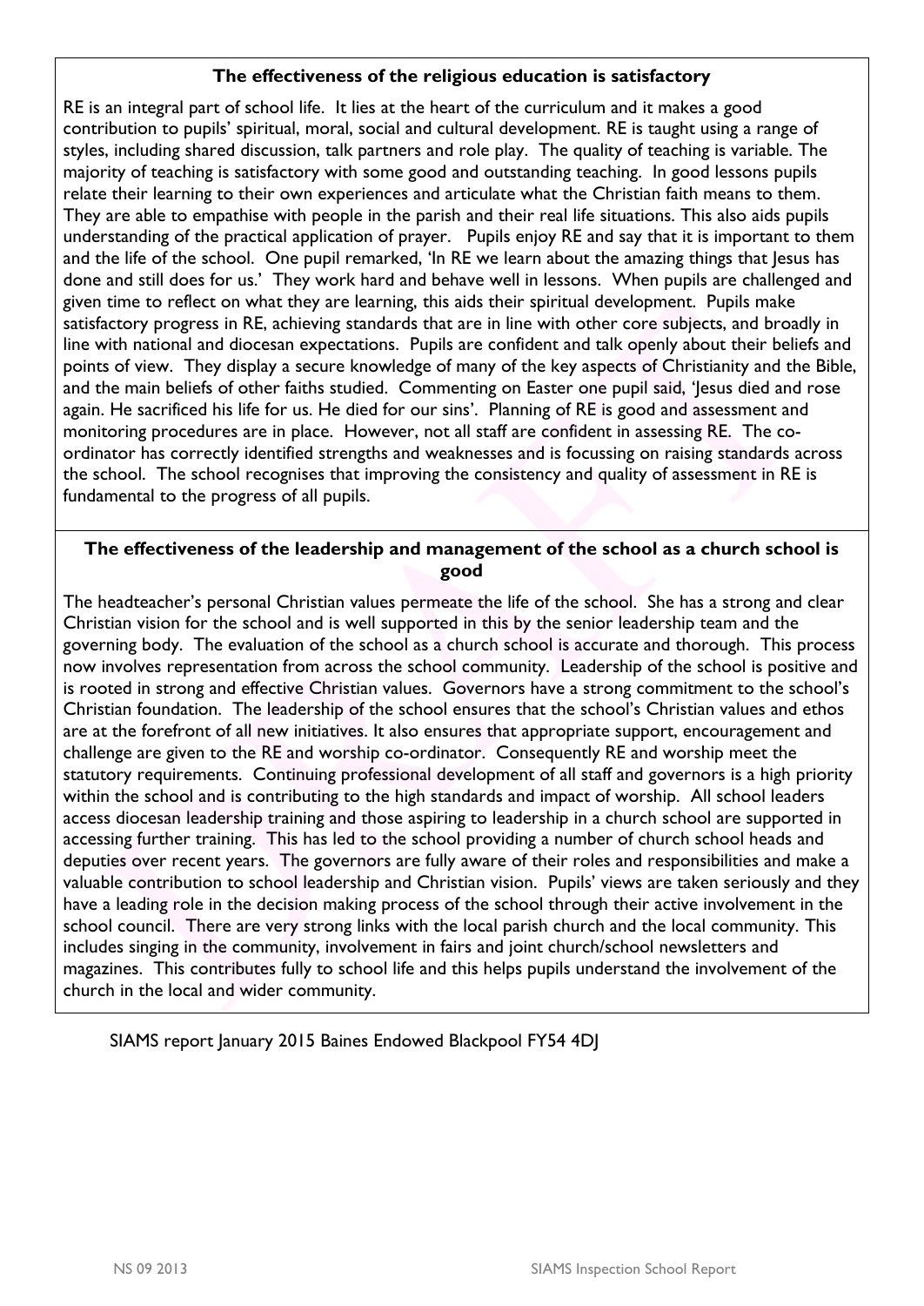**The effectiveness of the religious education is satisfactory**

RE is an integral part of school life. It lies at the heart of the curriculum and it makes a good contribution to pupils' spiritual, moral, social and cultural development. RE is taught using a range of styles, including shared discussion, talk partners and role play. The quality of teaching is variable. The majority of teaching is satisfactory with some good and outstanding teaching. In good lessons pupils relate their learning to their own experiences and articulate what the Christian faith means to them. They are able to empathise with people in the parish and their real life situations. This also aids pupils understanding of the practical application of prayer. Pupils enjoy RE and say that it is important to them and the life of the school. One pupil remarked, 'In RE we learn about the amazing things that Jesus has done and still does for us.' They work hard and behave well in lessons. When pupils are challenged and given time to reflect on what they are learning, this aids their spiritual development. Pupils make satisfactory progress in RE, achieving standards that are in line with other core subjects, and broadly in line with national and diocesan expectations. Pupils are confident and talk openly about their beliefs and points of view. They display a secure knowledge of many of the key aspects of Christianity and the Bible, and the main beliefs of other faiths studied. Commenting on Easter one pupil said, 'Jesus died and rose again. He sacrificed his life for us. He died for our sins'. Planning of RE is good and assessment and monitoring procedures are in place. However, not all staff are confident in assessing RE. The co-ordinator has correctly identified strengths and weaknesses and is focussing on raising standards across the school. The school recognises that improving the consistency and quality of assessment in RE is fundamental to the progress of all pupils.

**The effectiveness of the leadership and management of the school as a church school is good**

The headteacher's personal Christian values permeate the life of the school. She has a strong and clear Christian vision for the school and is well supported in this by the senior leadership team and the governing body. The evaluation of the school as a church school is accurate and thorough. This process now involves representation from across the school community. Leadership of the school is positive and is rooted in strong and effective Christian values. Governors have a strong commitment to the school's Christian foundation. The leadership of the school ensures that the school's Christian values and ethos are at the forefront of all new initiatives. It also ensures that appropriate support, encouragement and challenge are given to the RE and worship co-ordinator. Consequently RE and worship meet the statutory requirements. Continuing professional development of all staff and governors is a high priority within the school and is contributing to the high standards and impact of worship. All school leaders access diocesan leadership training and those aspiring to leadership in a church school are supported in accessing further training. This has led to the school providing a number of church school heads and deputies over recent years. The governors are fully aware of their roles and responsibilities and make a valuable contribution to school leadership and Christian vision. Pupils' views are taken seriously and they have a leading role in the decision making process of the school through their active involvement in the school council. There are very strong links with the local parish church and the local community. This includes singing in the community, involvement in fairs and joint church/school newsletters and magazines. This contributes fully to school life and this helps pupils understand the involvement of the church in the local and wider community.

SIAMS report January 2015 Baines Endowed Blackpool FY54 4DJ